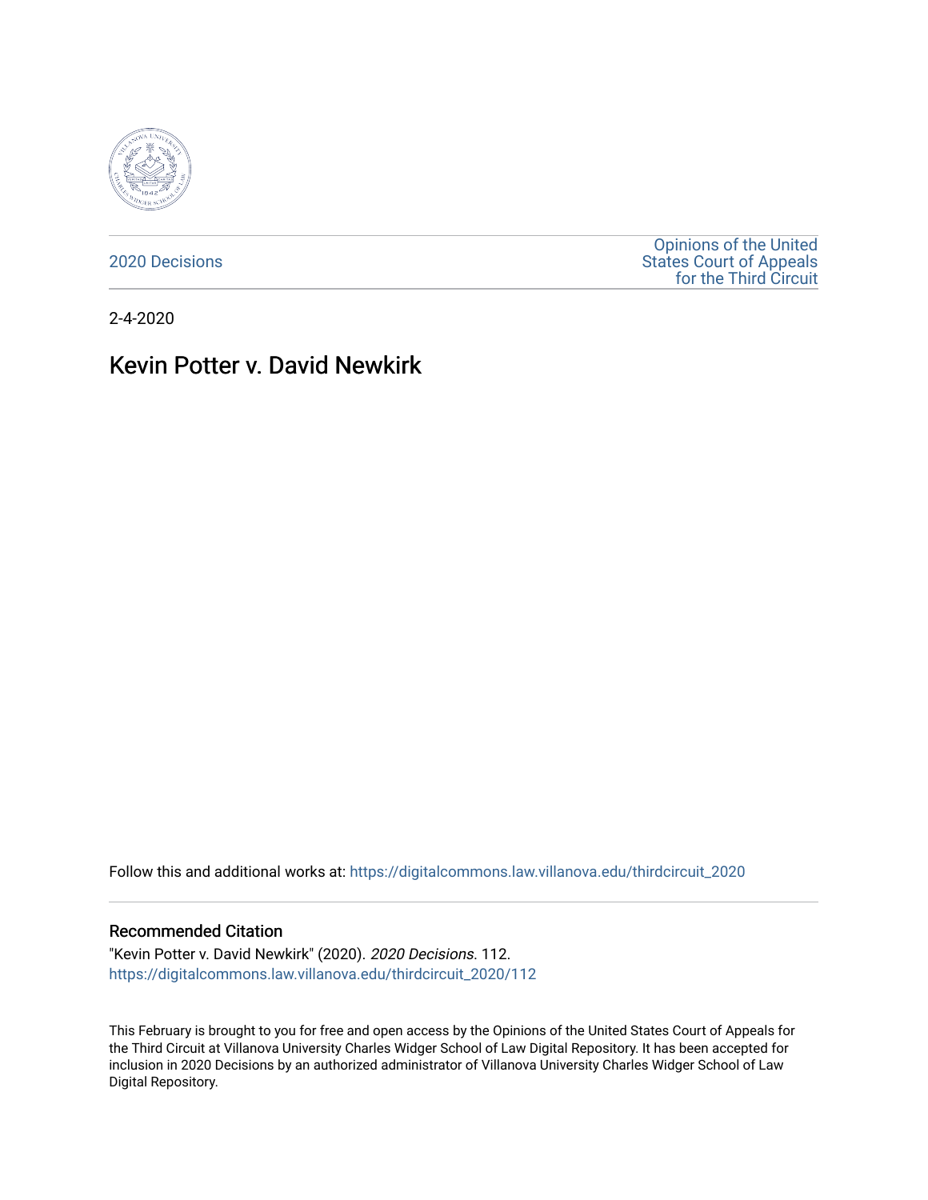2020 Decisions

Opinions of the United States Court of Appeals for the Third Circuit

2-4-2020

# Kevin Potter v. David Newkirk

Follow this and additional works at: https://digitalcommons.law.villanova.edu/thirdcircuit_2020

## Recommended Citation

"Kevin Potter v. David Newkirk" (2020). *2020 Decisions*. 112.
https://digitalcommons.law.villanova.edu/thirdcircuit_2020/112

This February is brought to you for free and open access by the Opinions of the United States Court of Appeals for the Third Circuit at Villanova University Charles Widger School of Law Digital Repository. It has been accepted for inclusion in 2020 Decisions by an authorized administrator of Villanova University Charles Widger School of Law Digital Repository.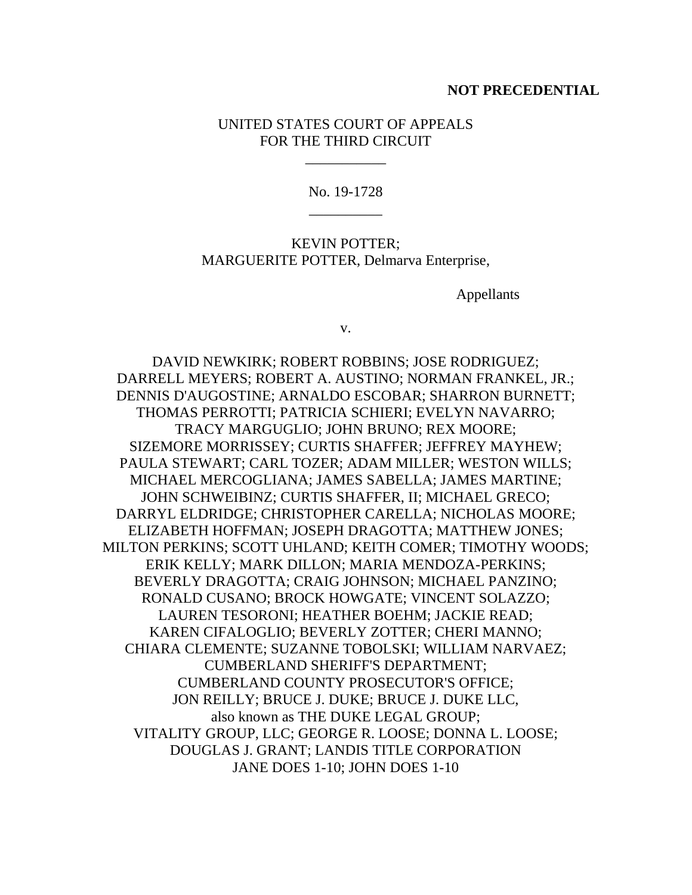**NOT PRECEDENTIAL**

UNITED STATES COURT OF APPEALS
FOR THE THIRD CIRCUIT

\_\_\_\_\_\_\_\_\_\_\_

No. 19-1728

\_\_\_\_\_\_\_\_\_\_

KEVIN POTTER;
MARGUERITE POTTER, Delmarva Enterprise,

Appellants

v.

DAVID NEWKIRK; ROBERT ROBBINS; JOSE RODRIGUEZ;
DARRELL MEYERS; ROBERT A. AUSTINO; NORMAN FRANKEL, JR.;
DENNIS D'AUGOSTINE; ARNALDO ESCOBAR; SHARRON BURNETT;
THOMAS PERROTTI; PATRICIA SCHIERI; EVELYN NAVARRO;
TRACY MARGUGLIO; JOHN BRUNO; REX MOORE;
SIZEMORE MORRISSEY; CURTIS SHAFFER; JEFFREY MAYHEW;
PAULA STEWART; CARL TOZER; ADAM MILLER; WESTON WILLS;
MICHAEL MERCOGLIANA; JAMES SABELLA; JAMES MARTINE;
JOHN SCHWEIBINZ; CURTIS SHAFFER, II; MICHAEL GRECO;
DARRYL ELDRIDGE; CHRISTOPHER CARELLA; NICHOLAS MOORE;
ELIZABETH HOFFMAN; JOSEPH DRAGOTTA; MATTHEW JONES;
MILTON PERKINS; SCOTT UHLAND; KEITH COMER; TIMOTHY WOODS;
ERIK KELLY; MARK DILLON; MARIA MENDOZA-PERKINS;
BEVERLY DRAGOTTA; CRAIG JOHNSON; MICHAEL PANZINO;
RONALD CUSANO; BROCK HOWGATE; VINCENT SOLAZZO;
LAUREN TESORONI; HEATHER BOEHM; JACKIE READ;
KAREN CIFALOGLIO; BEVERLY ZOTTER; CHERI MANNO;
CHIARA CLEMENTE; SUZANNE TOBOLSKI; WILLIAM NARVAEZ;
CUMBERLAND SHERIFF'S DEPARTMENT;
CUMBERLAND COUNTY PROSECUTOR'S OFFICE;
JON REILLY; BRUCE J. DUKE; BRUCE J. DUKE LLC,
also known as THE DUKE LEGAL GROUP;
VITALITY GROUP, LLC; GEORGE R. LOOSE; DONNA L. LOOSE;
DOUGLAS J. GRANT; LANDIS TITLE CORPORATION
JANE DOES 1-10; JOHN DOES 1-10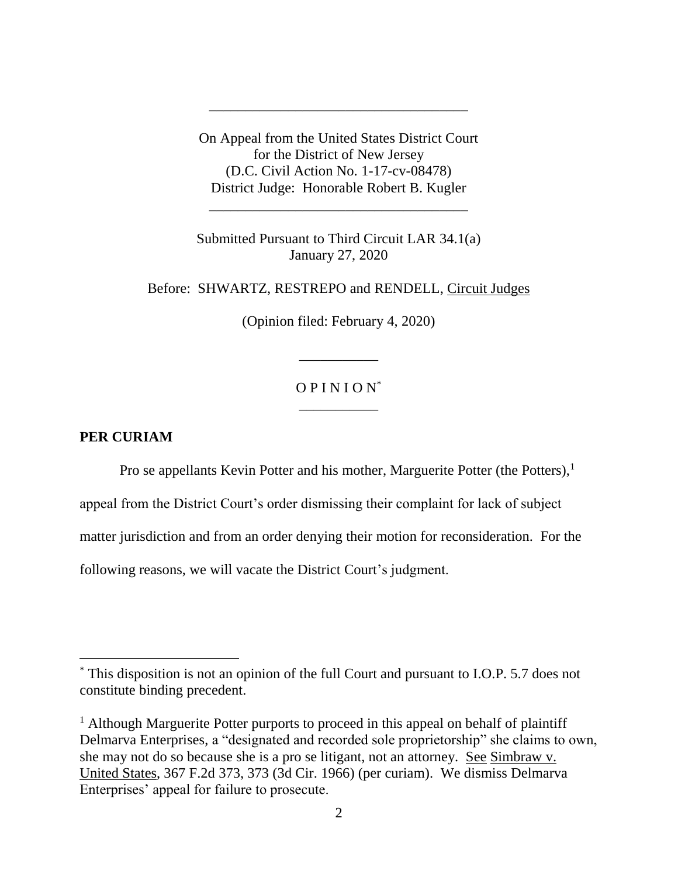---

On Appeal from the United States District Court
for the District of New Jersey
(D.C. Civil Action No. 1-17-cv-08478)
District Judge: Honorable Robert B. Kugler

---

Submitted Pursuant to Third Circuit LAR 34.1(a)
January 27, 2020

Before: SHWARTZ, RESTREPO and RENDELL, Circuit Judges

(Opinion filed: February 4, 2020)

---

O P I N I O N[*]

---

**PER CURIAM**

Pro se appellants Kevin Potter and his mother, Marguerite Potter (the Potters),[1] appeal from the District Court's order dismissing their complaint for lack of subject matter jurisdiction and from an order denying their motion for reconsideration. For the following reasons, we will vacate the District Court's judgment.

---

[*] This disposition is not an opinion of the full Court and pursuant to I.O.P. 5.7 does not constitute binding precedent.

[1] Although Marguerite Potter purports to proceed in this appeal on behalf of plaintiff Delmarva Enterprises, a "designated and recorded sole proprietorship" she claims to own, she may not do so because she is a pro se litigant, not an attorney. See Simbraw v. United States, 367 F.2d 373, 373 (3d Cir. 1966) (per curiam). We dismiss Delmarva Enterprises' appeal for failure to prosecute.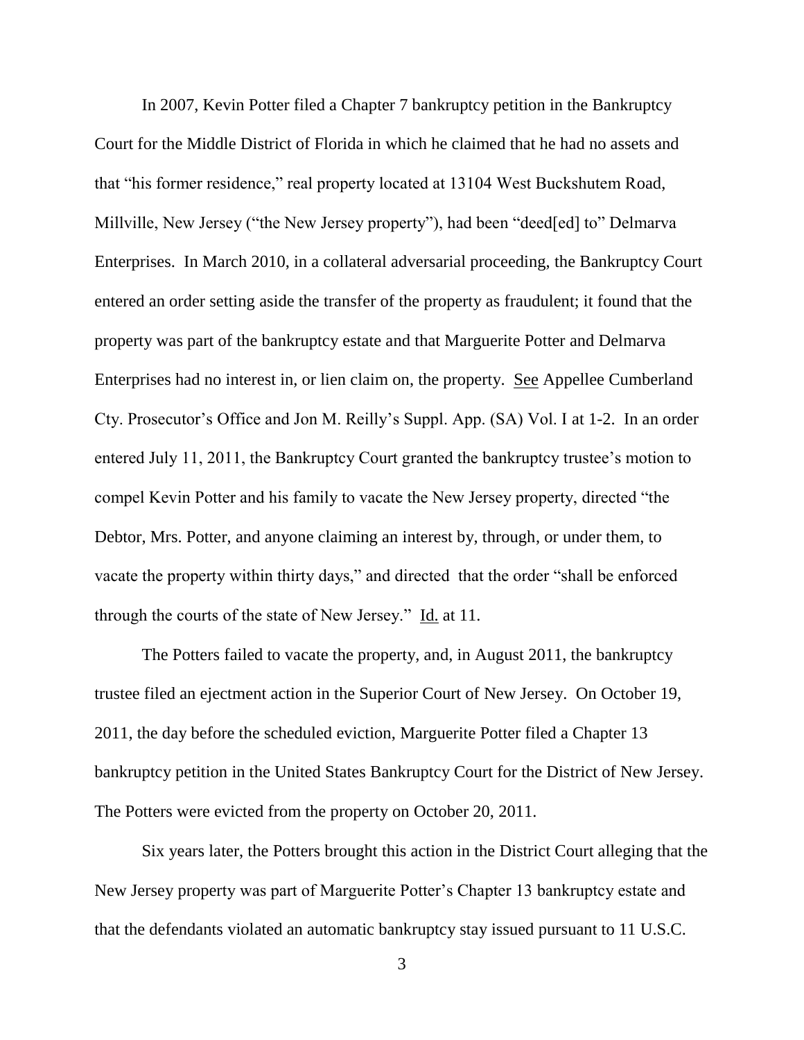In 2007, Kevin Potter filed a Chapter 7 bankruptcy petition in the Bankruptcy Court for the Middle District of Florida in which he claimed that he had no assets and that "his former residence," real property located at 13104 West Buckshutem Road, Millville, New Jersey ("the New Jersey property"), had been "deed[ed] to" Delmarva Enterprises. In March 2010, in a collateral adversarial proceeding, the Bankruptcy Court entered an order setting aside the transfer of the property as fraudulent; it found that the property was part of the bankruptcy estate and that Marguerite Potter and Delmarva Enterprises had no interest in, or lien claim on, the property. See Appellee Cumberland Cty. Prosecutor's Office and Jon M. Reilly's Suppl. App. (SA) Vol. I at 1-2. In an order entered July 11, 2011, the Bankruptcy Court granted the bankruptcy trustee's motion to compel Kevin Potter and his family to vacate the New Jersey property, directed "the Debtor, Mrs. Potter, and anyone claiming an interest by, through, or under them, to vacate the property within thirty days," and directed that the order "shall be enforced through the courts of the state of New Jersey." Id. at 11.

The Potters failed to vacate the property, and, in August 2011, the bankruptcy trustee filed an ejectment action in the Superior Court of New Jersey. On October 19, 2011, the day before the scheduled eviction, Marguerite Potter filed a Chapter 13 bankruptcy petition in the United States Bankruptcy Court for the District of New Jersey. The Potters were evicted from the property on October 20, 2011.

Six years later, the Potters brought this action in the District Court alleging that the New Jersey property was part of Marguerite Potter's Chapter 13 bankruptcy estate and that the defendants violated an automatic bankruptcy stay issued pursuant to 11 U.S.C.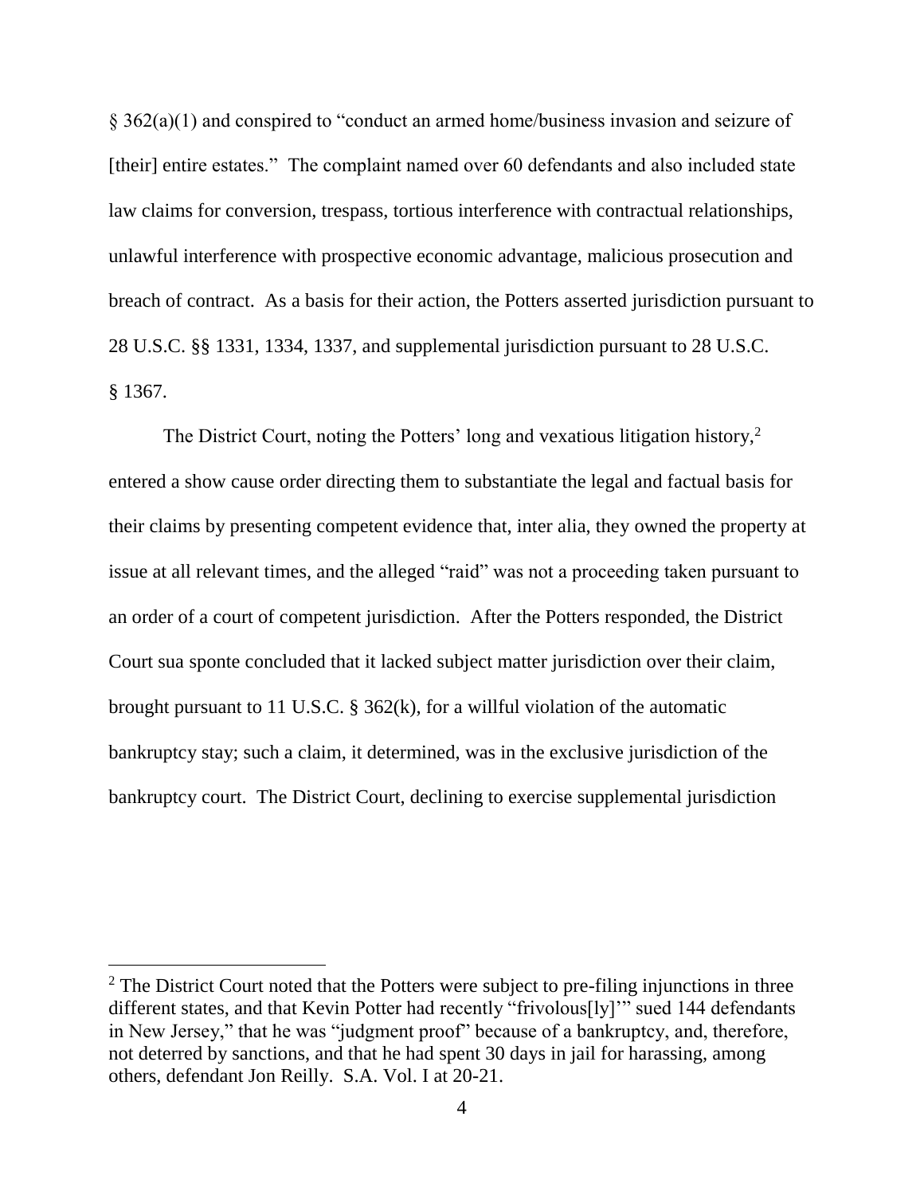§ 362(a)(1) and conspired to "conduct an armed home/business invasion and seizure of [their] entire estates." The complaint named over 60 defendants and also included state law claims for conversion, trespass, tortious interference with contractual relationships, unlawful interference with prospective economic advantage, malicious prosecution and breach of contract. As a basis for their action, the Potters asserted jurisdiction pursuant to 28 U.S.C. §§ 1331, 1334, 1337, and supplemental jurisdiction pursuant to 28 U.S.C. § 1367.

The District Court, noting the Potters' long and vexatious litigation history,[2] entered a show cause order directing them to substantiate the legal and factual basis for their claims by presenting competent evidence that, inter alia, they owned the property at issue at all relevant times, and the alleged "raid" was not a proceeding taken pursuant to an order of a court of competent jurisdiction. After the Potters responded, the District Court sua sponte concluded that it lacked subject matter jurisdiction over their claim, brought pursuant to 11 U.S.C. § 362(k), for a willful violation of the automatic bankruptcy stay; such a claim, it determined, was in the exclusive jurisdiction of the bankruptcy court. The District Court, declining to exercise supplemental jurisdiction

[2] The District Court noted that the Potters were subject to pre-filing injunctions in three different states, and that Kevin Potter had recently "frivolous[ly]'" sued 144 defendants in New Jersey," that he was "judgment proof" because of a bankruptcy, and, therefore, not deterred by sanctions, and that he had spent 30 days in jail for harassing, among others, defendant Jon Reilly. S.A. Vol. I at 20-21.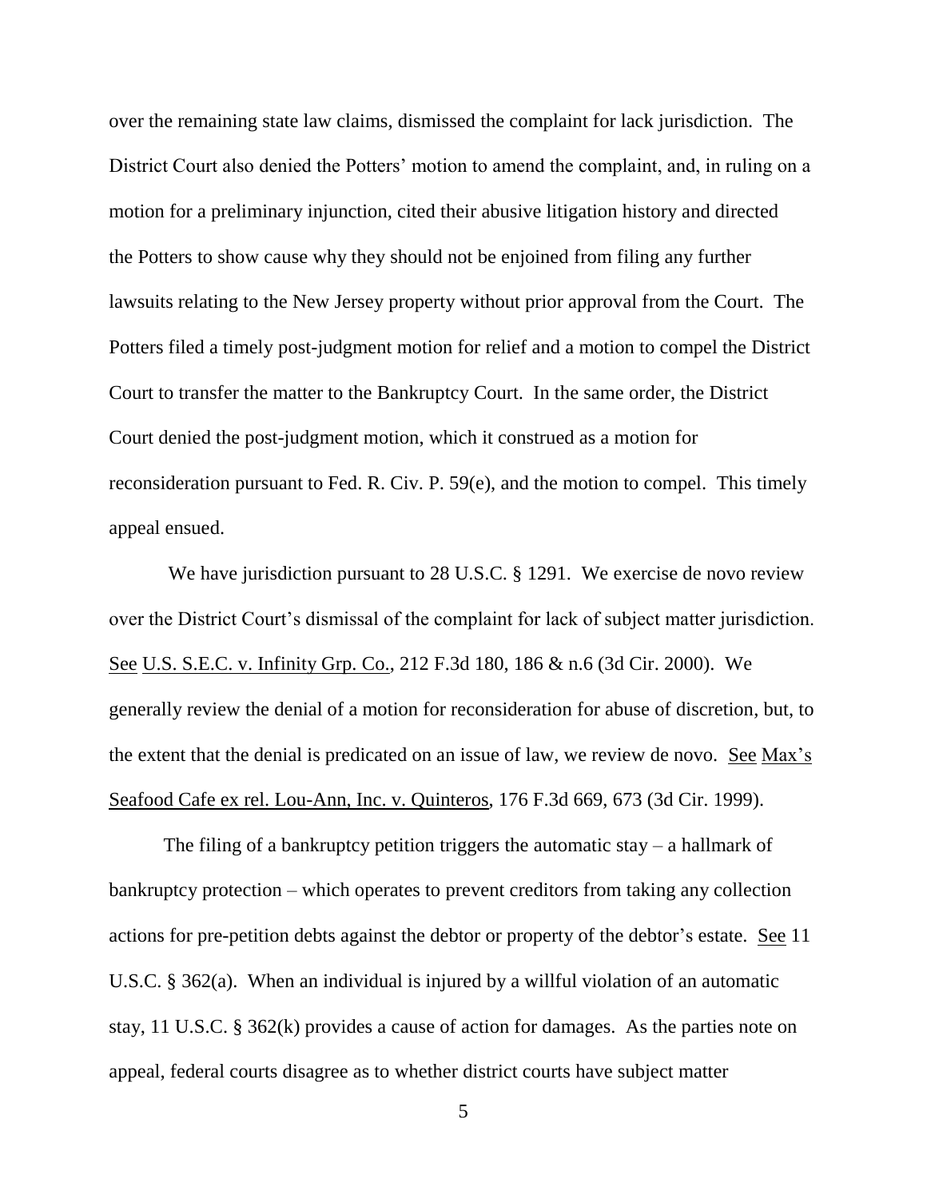over the remaining state law claims, dismissed the complaint for lack jurisdiction. The District Court also denied the Potters' motion to amend the complaint, and, in ruling on a motion for a preliminary injunction, cited their abusive litigation history and directed the Potters to show cause why they should not be enjoined from filing any further lawsuits relating to the New Jersey property without prior approval from the Court. The Potters filed a timely post-judgment motion for relief and a motion to compel the District Court to transfer the matter to the Bankruptcy Court. In the same order, the District Court denied the post-judgment motion, which it construed as a motion for reconsideration pursuant to Fed. R. Civ. P. 59(e), and the motion to compel. This timely appeal ensued.

We have jurisdiction pursuant to 28 U.S.C. § 1291. We exercise de novo review over the District Court's dismissal of the complaint for lack of subject matter jurisdiction. See U.S. S.E.C. v. Infinity Grp. Co., 212 F.3d 180, 186 & n.6 (3d Cir. 2000). We generally review the denial of a motion for reconsideration for abuse of discretion, but, to the extent that the denial is predicated on an issue of law, we review de novo. See Max's Seafood Cafe ex rel. Lou-Ann, Inc. v. Quinteros, 176 F.3d 669, 673 (3d Cir. 1999).

The filing of a bankruptcy petition triggers the automatic stay – a hallmark of bankruptcy protection – which operates to prevent creditors from taking any collection actions for pre-petition debts against the debtor or property of the debtor's estate. See 11 U.S.C. § 362(a). When an individual is injured by a willful violation of an automatic stay, 11 U.S.C. § 362(k) provides a cause of action for damages. As the parties note on appeal, federal courts disagree as to whether district courts have subject matter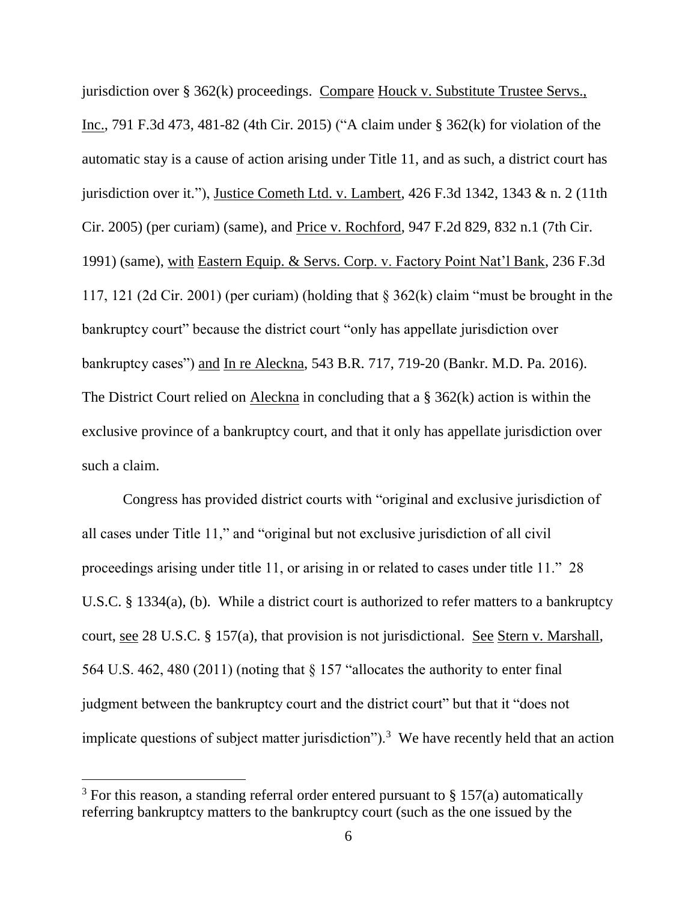jurisdiction over § 362(k) proceedings. Compare Houck v. Substitute Trustee Servs., Inc., 791 F.3d 473, 481-82 (4th Cir. 2015) ("A claim under § 362(k) for violation of the automatic stay is a cause of action arising under Title 11, and as such, a district court has jurisdiction over it."), Justice Cometh Ltd. v. Lambert, 426 F.3d 1342, 1343 & n. 2 (11th Cir. 2005) (per curiam) (same), and Price v. Rochford, 947 F.2d 829, 832 n.1 (7th Cir. 1991) (same), with Eastern Equip. & Servs. Corp. v. Factory Point Nat'l Bank, 236 F.3d 117, 121 (2d Cir. 2001) (per curiam) (holding that § 362(k) claim "must be brought in the bankruptcy court" because the district court "only has appellate jurisdiction over bankruptcy cases") and In re Aleckna, 543 B.R. 717, 719-20 (Bankr. M.D. Pa. 2016). The District Court relied on Aleckna in concluding that a § 362(k) action is within the exclusive province of a bankruptcy court, and that it only has appellate jurisdiction over such a claim.

Congress has provided district courts with "original and exclusive jurisdiction of all cases under Title 11," and "original but not exclusive jurisdiction of all civil proceedings arising under title 11, or arising in or related to cases under title 11." 28 U.S.C. § 1334(a), (b). While a district court is authorized to refer matters to a bankruptcy court, see 28 U.S.C. § 157(a), that provision is not jurisdictional. See Stern v. Marshall, 564 U.S. 462, 480 (2011) (noting that § 157 "allocates the authority to enter final judgment between the bankruptcy court and the district court" but that it "does not implicate questions of subject matter jurisdiction").[3] We have recently held that an action

[3] For this reason, a standing referral order entered pursuant to § 157(a) automatically referring bankruptcy matters to the bankruptcy court (such as the one issued by the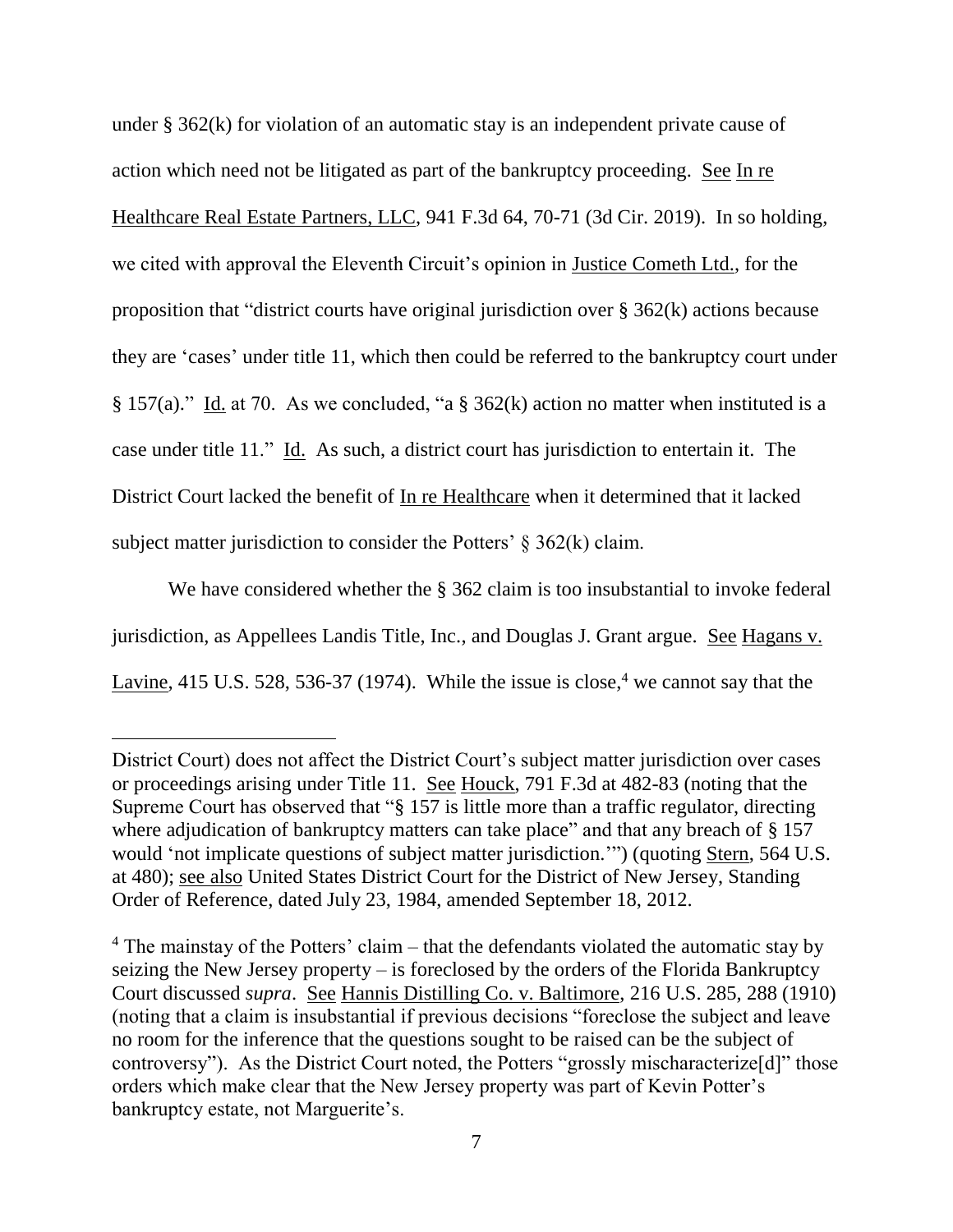under § 362(k) for violation of an automatic stay is an independent private cause of action which need not be litigated as part of the bankruptcy proceeding. See In re Healthcare Real Estate Partners, LLC, 941 F.3d 64, 70-71 (3d Cir. 2019). In so holding, we cited with approval the Eleventh Circuit's opinion in Justice Cometh Ltd., for the proposition that "district courts have original jurisdiction over § 362(k) actions because they are 'cases' under title 11, which then could be referred to the bankruptcy court under § 157(a)." Id. at 70. As we concluded, "a § 362(k) action no matter when instituted is a case under title 11." Id. As such, a district court has jurisdiction to entertain it. The District Court lacked the benefit of In re Healthcare when it determined that it lacked subject matter jurisdiction to consider the Potters' § 362(k) claim.

We have considered whether the § 362 claim is too insubstantial to invoke federal jurisdiction, as Appellees Landis Title, Inc., and Douglas J. Grant argue. See Hagans v. Lavine, 415 U.S. 528, 536-37 (1974). While the issue is close,[4] we cannot say that the

---

District Court) does not affect the District Court's subject matter jurisdiction over cases or proceedings arising under Title 11. See Houck, 791 F.3d at 482-83 (noting that the Supreme Court has observed that "§ 157 is little more than a traffic regulator, directing where adjudication of bankruptcy matters can take place" and that any breach of § 157 would 'not implicate questions of subject matter jurisdiction.'") (quoting Stern, 564 U.S. at 480); see also United States District Court for the District of New Jersey, Standing Order of Reference, dated July 23, 1984, amended September 18, 2012.

[4] The mainstay of the Potters' claim – that the defendants violated the automatic stay by seizing the New Jersey property – is foreclosed by the orders of the Florida Bankruptcy Court discussed *supra*. See Hannis Distilling Co. v. Baltimore, 216 U.S. 285, 288 (1910) (noting that a claim is insubstantial if previous decisions "foreclose the subject and leave no room for the inference that the questions sought to be raised can be the subject of controversy"). As the District Court noted, the Potters "grossly mischaracterize[d]" those orders which make clear that the New Jersey property was part of Kevin Potter's bankruptcy estate, not Marguerite's.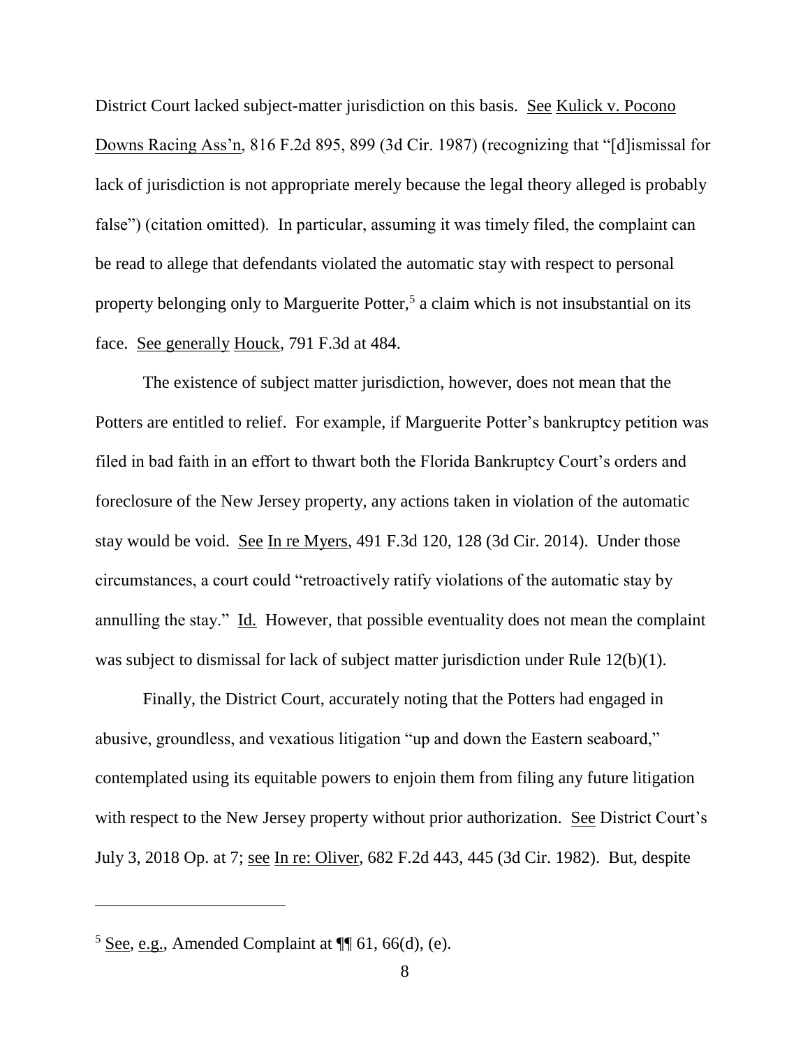District Court lacked subject-matter jurisdiction on this basis. See Kulick v. Pocono Downs Racing Ass'n, 816 F.2d 895, 899 (3d Cir. 1987) (recognizing that "[d]ismissal for lack of jurisdiction is not appropriate merely because the legal theory alleged is probably false") (citation omitted). In particular, assuming it was timely filed, the complaint can be read to allege that defendants violated the automatic stay with respect to personal property belonging only to Marguerite Potter,[5] a claim which is not insubstantial on its face. See generally Houck, 791 F.3d at 484.

The existence of subject matter jurisdiction, however, does not mean that the Potters are entitled to relief. For example, if Marguerite Potter's bankruptcy petition was filed in bad faith in an effort to thwart both the Florida Bankruptcy Court's orders and foreclosure of the New Jersey property, any actions taken in violation of the automatic stay would be void. See In re Myers, 491 F.3d 120, 128 (3d Cir. 2014). Under those circumstances, a court could "retroactively ratify violations of the automatic stay by annulling the stay." Id. However, that possible eventuality does not mean the complaint was subject to dismissal for lack of subject matter jurisdiction under Rule 12(b)(1).

Finally, the District Court, accurately noting that the Potters had engaged in abusive, groundless, and vexatious litigation "up and down the Eastern seaboard," contemplated using its equitable powers to enjoin them from filing any future litigation with respect to the New Jersey property without prior authorization. See District Court's July 3, 2018 Op. at 7; see In re: Oliver, 682 F.2d 443, 445 (3d Cir. 1982). But, despite

---

[5] See, e.g., Amended Complaint at ¶¶ 61, 66(d), (e).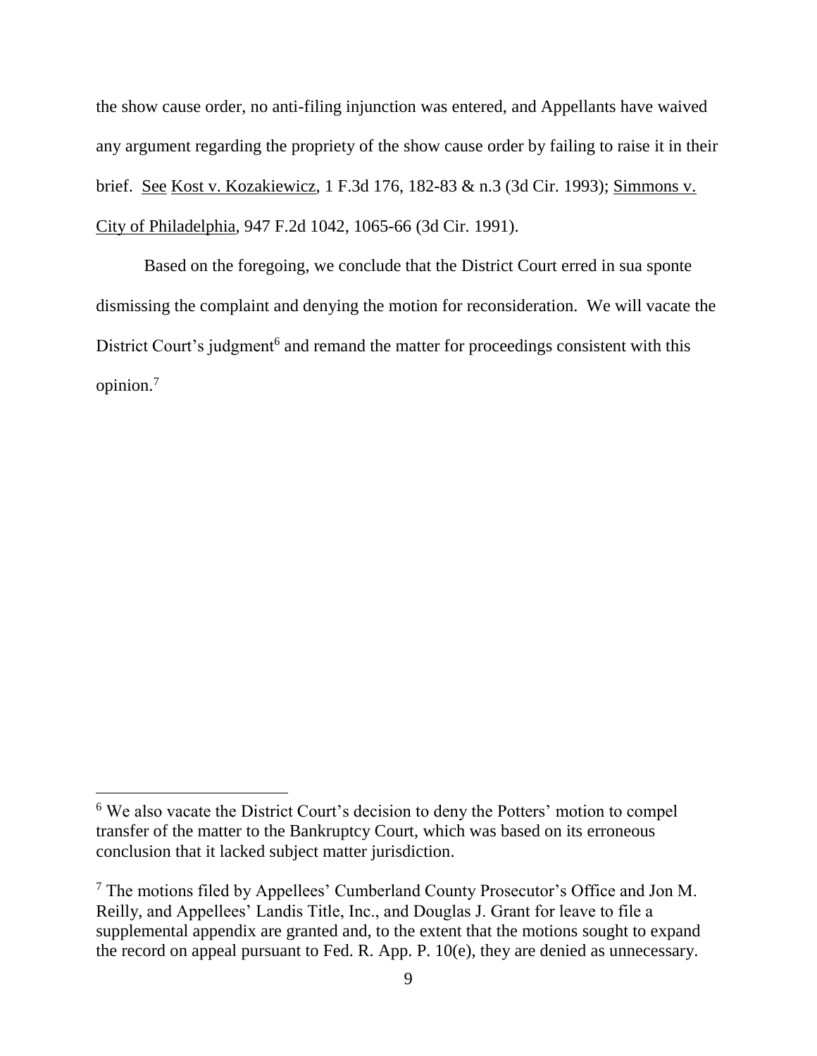the show cause order, no anti-filing injunction was entered, and Appellants have waived any argument regarding the propriety of the show cause order by failing to raise it in their brief. See Kost v. Kozakiewicz, 1 F.3d 176, 182-83 & n.3 (3d Cir. 1993); Simmons v. City of Philadelphia, 947 F.2d 1042, 1065-66 (3d Cir. 1991).

Based on the foregoing, we conclude that the District Court erred in sua sponte dismissing the complaint and denying the motion for reconsideration. We will vacate the District Court's judgment[6] and remand the matter for proceedings consistent with this opinion.[7]

---

[6] We also vacate the District Court's decision to deny the Potters' motion to compel transfer of the matter to the Bankruptcy Court, which was based on its erroneous conclusion that it lacked subject matter jurisdiction.

[7] The motions filed by Appellees' Cumberland County Prosecutor's Office and Jon M. Reilly, and Appellees' Landis Title, Inc., and Douglas J. Grant for leave to file a supplemental appendix are granted and, to the extent that the motions sought to expand the record on appeal pursuant to Fed. R. App. P. 10(e), they are denied as unnecessary.